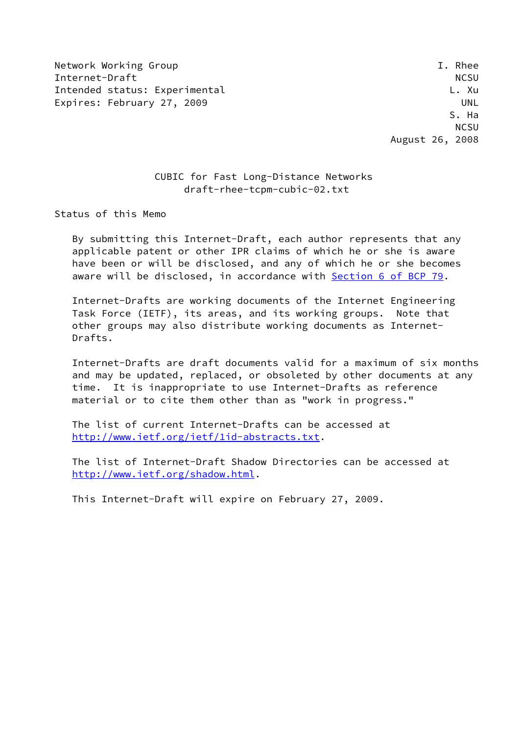Network Working Group I. Rhee
Internet-Draft NCSU
Intended status: Experimental L. Xu
Expires: February 27, 2009 UNL
S. Ha
NCSU
August 26, 2008

# CUBIC for Fast Long-Distance Networks

draft-rhee-tcpm-cubic-02.txt

## Status of this Memo

By submitting this Internet-Draft, each author represents that any applicable patent or other IPR claims of which he or she is aware have been or will be disclosed, and any of which he or she becomes aware will be disclosed, in accordance with Section 6 of BCP 79.

Internet-Drafts are working documents of the Internet Engineering Task Force (IETF), its areas, and its working groups. Note that other groups may also distribute working documents as Internet-Drafts.

Internet-Drafts are draft documents valid for a maximum of six months and may be updated, replaced, or obsoleted by other documents at any time. It is inappropriate to use Internet-Drafts as reference material or to cite them other than as "work in progress."

The list of current Internet-Drafts can be accessed at http://www.ietf.org/ietf/1id-abstracts.txt.

The list of Internet-Draft Shadow Directories can be accessed at http://www.ietf.org/shadow.html.

This Internet-Draft will expire on February 27, 2009.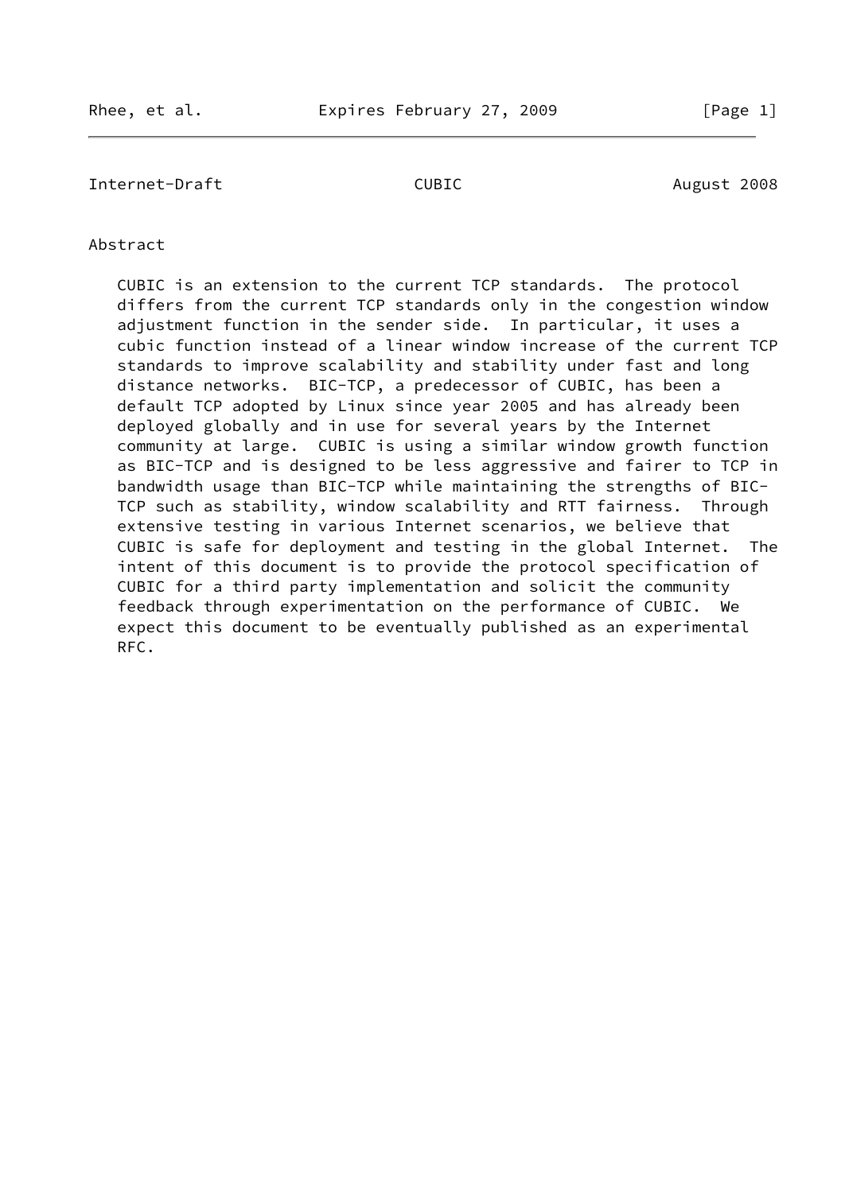## Abstract

CUBIC is an extension to the current TCP standards. The protocol differs from the current TCP standards only in the congestion window adjustment function in the sender side. In particular, it uses a cubic function instead of a linear window increase of the current TCP standards to improve scalability and stability under fast and long distance networks. BIC-TCP, a predecessor of CUBIC, has been a default TCP adopted by Linux since year 2005 and has already been deployed globally and in use for several years by the Internet community at large. CUBIC is using a similar window growth function as BIC-TCP and is designed to be less aggressive and fairer to TCP in bandwidth usage than BIC-TCP while maintaining the strengths of BIC-TCP such as stability, window scalability and RTT fairness. Through extensive testing in various Internet scenarios, we believe that CUBIC is safe for deployment and testing in the global Internet. The intent of this document is to provide the protocol specification of CUBIC for a third party implementation and solicit the community feedback through experimentation on the performance of CUBIC. We expect this document to be eventually published as an experimental RFC.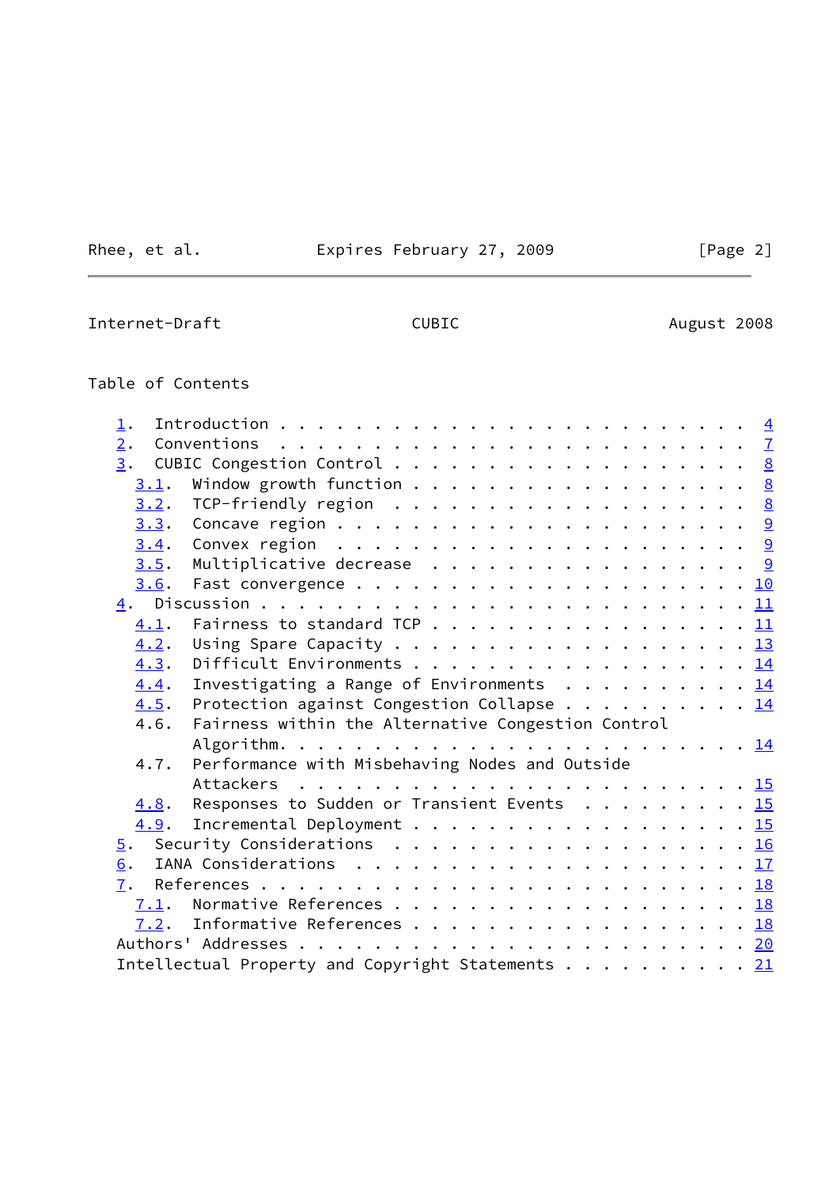Table of Contents

```
   1.  Introduction . . . . . . . . . . . . . . . . . . . . . . . .  4
   2.  Conventions  . . . . . . . . . . . . . . . . . . . . . . . .  7
   3.  CUBIC Congestion Control . . . . . . . . . . . . . . . . . .  8
     3.1.  Window growth function . . . . . . . . . . . . . . . . .  8
     3.2.  TCP-friendly region  . . . . . . . . . . . . . . . . . .  8
     3.3.  Concave region . . . . . . . . . . . . . . . . . . . . .  9
     3.4.  Convex region  . . . . . . . . . . . . . . . . . . . . .  9
     3.5.  Multiplicative decrease  . . . . . . . . . . . . . . . .  9
     3.6.  Fast convergence . . . . . . . . . . . . . . . . . . . . 10
   4.  Discussion . . . . . . . . . . . . . . . . . . . . . . . . . 11
     4.1.  Fairness to standard TCP . . . . . . . . . . . . . . . . 11
     4.2.  Using Spare Capacity . . . . . . . . . . . . . . . . . . 13
     4.3.  Difficult Environments . . . . . . . . . . . . . . . . . 14
     4.4.  Investigating a Range of Environments  . . . . . . . . . 14
     4.5.  Protection against Congestion Collapse . . . . . . . . . 14
     4.6.  Fairness within the Alternative Congestion Control
           Algorithm. . . . . . . . . . . . . . . . . . . . . . . . 14
     4.7.  Performance with Misbehaving Nodes and Outside
           Attackers  . . . . . . . . . . . . . . . . . . . . . . . 15
     4.8.  Responses to Sudden or Transient Events  . . . . . . . . 15
     4.9.  Incremental Deployment . . . . . . . . . . . . . . . . . 15
   5.  Security Considerations  . . . . . . . . . . . . . . . . . . 16
   6.  IANA Considerations  . . . . . . . . . . . . . . . . . . . . 17
   7.  References . . . . . . . . . . . . . . . . . . . . . . . . . 18
     7.1.  Normative References . . . . . . . . . . . . . . . . . . 18
     7.2.  Informative References . . . . . . . . . . . . . . . . . 18
   Authors' Addresses . . . . . . . . . . . . . . . . . . . . . . . 20
   Intellectual Property and Copyright Statements . . . . . . . . . 21
```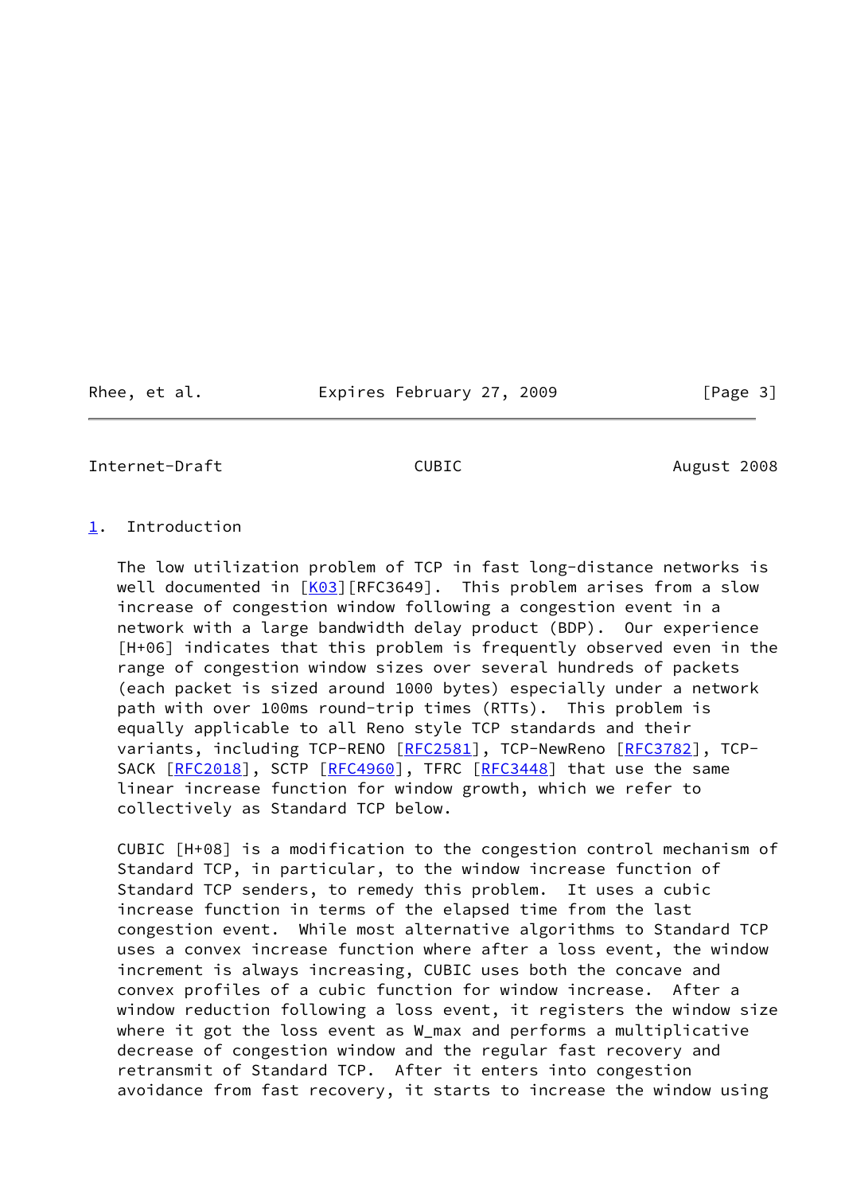## 1. Introduction

The low utilization problem of TCP in fast long-distance networks is well documented in [K03][RFC3649]. This problem arises from a slow increase of congestion window following a congestion event in a network with a large bandwidth delay product (BDP). Our experience [H+06] indicates that this problem is frequently observed even in the range of congestion window sizes over several hundreds of packets (each packet is sized around 1000 bytes) especially under a network path with over 100ms round-trip times (RTTs). This problem is equally applicable to all Reno style TCP standards and their variants, including TCP-RENO [RFC2581], TCP-NewReno [RFC3782], TCP-SACK [RFC2018], SCTP [RFC4960], TFRC [RFC3448] that use the same linear increase function for window growth, which we refer to collectively as Standard TCP below.

CUBIC [H+08] is a modification to the congestion control mechanism of Standard TCP, in particular, to the window increase function of Standard TCP senders, to remedy this problem. It uses a cubic increase function in terms of the elapsed time from the last congestion event. While most alternative algorithms to Standard TCP uses a convex increase function where after a loss event, the window increment is always increasing, CUBIC uses both the concave and convex profiles of a cubic function for window increase. After a window reduction following a loss event, it registers the window size where it got the loss event as W_max and performs a multiplicative decrease of congestion window and the regular fast recovery and retransmit of Standard TCP. After it enters into congestion avoidance from fast recovery, it starts to increase the window using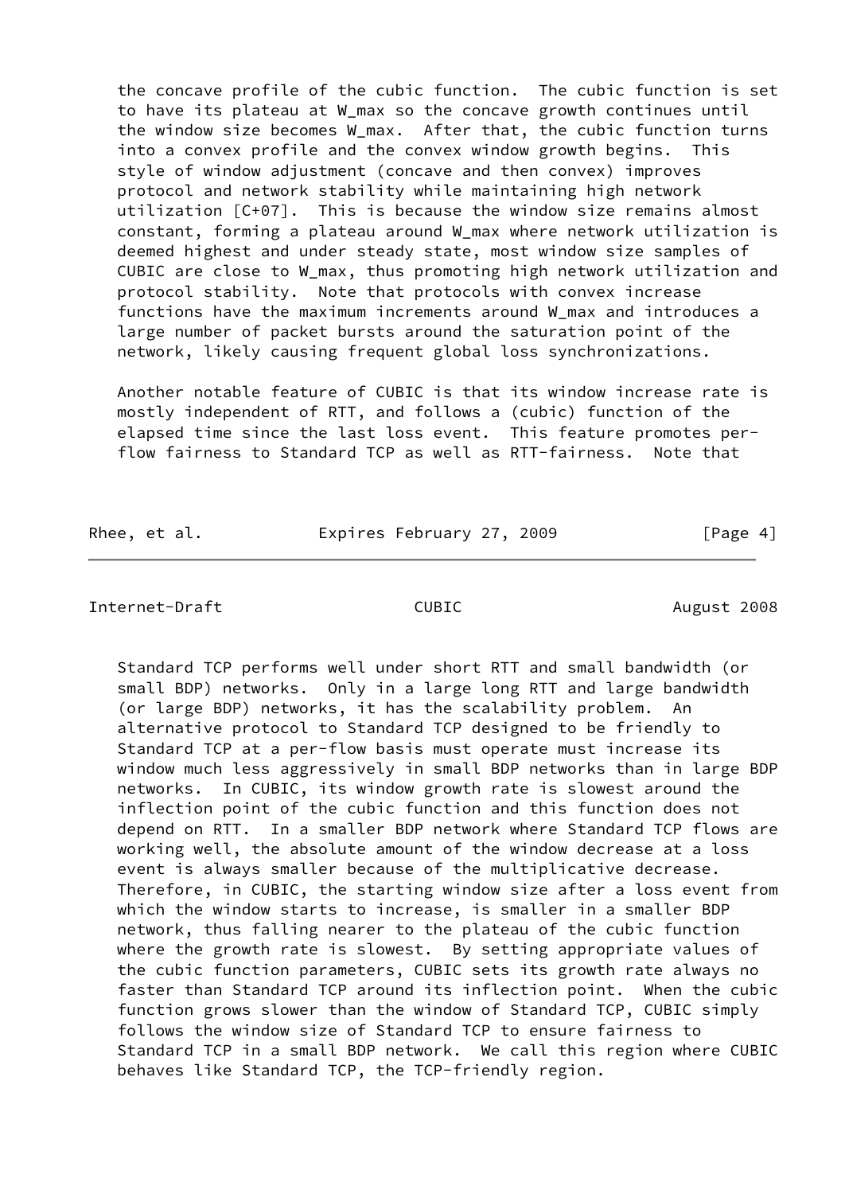the concave profile of the cubic function. The cubic function is set to have its plateau at $W_{max}$ so the concave growth continues until the window size becomes $W_{max}$. After that, the cubic function turns into a convex profile and the convex window growth begins. This style of window adjustment (concave and then convex) improves protocol and network stability while maintaining high network utilization [C+07]. This is because the window size remains almost constant, forming a plateau around $W_{max}$ where network utilization is deemed highest and under steady state, most window size samples of CUBIC are close to $W_{max}$, thus promoting high network utilization and protocol stability. Note that protocols with convex increase functions have the maximum increments around $W_{max}$ and introduces a large number of packet bursts around the saturation point of the network, likely causing frequent global loss synchronizations.

Another notable feature of CUBIC is that its window increase rate is mostly independent of RTT, and follows a (cubic) function of the elapsed time since the last loss event. This feature promotes per-flow fairness to Standard TCP as well as RTT-fairness. Note that Standard TCP performs well under short RTT and small bandwidth (or small BDP) networks. Only in a large long RTT and large bandwidth (or large BDP) networks, it has the scalability problem. An alternative protocol to Standard TCP designed to be friendly to Standard TCP at a per-flow basis must operate must increase its window much less aggressively in small BDP networks than in large BDP networks. In CUBIC, its window growth rate is slowest around the inflection point of the cubic function and this function does not depend on RTT. In a smaller BDP network where Standard TCP flows are working well, the absolute amount of the window decrease at a loss event is always smaller because of the multiplicative decrease. Therefore, in CUBIC, the starting window size after a loss event from which the window starts to increase, is smaller in a smaller BDP network, thus falling nearer to the plateau of the cubic function where the growth rate is slowest. By setting appropriate values of the cubic function parameters, CUBIC sets its growth rate always no faster than Standard TCP around its inflection point. When the cubic function grows slower than the window of Standard TCP, CUBIC simply follows the window size of Standard TCP to ensure fairness to Standard TCP in a small BDP network. We call this region where CUBIC behaves like Standard TCP, the TCP-friendly region.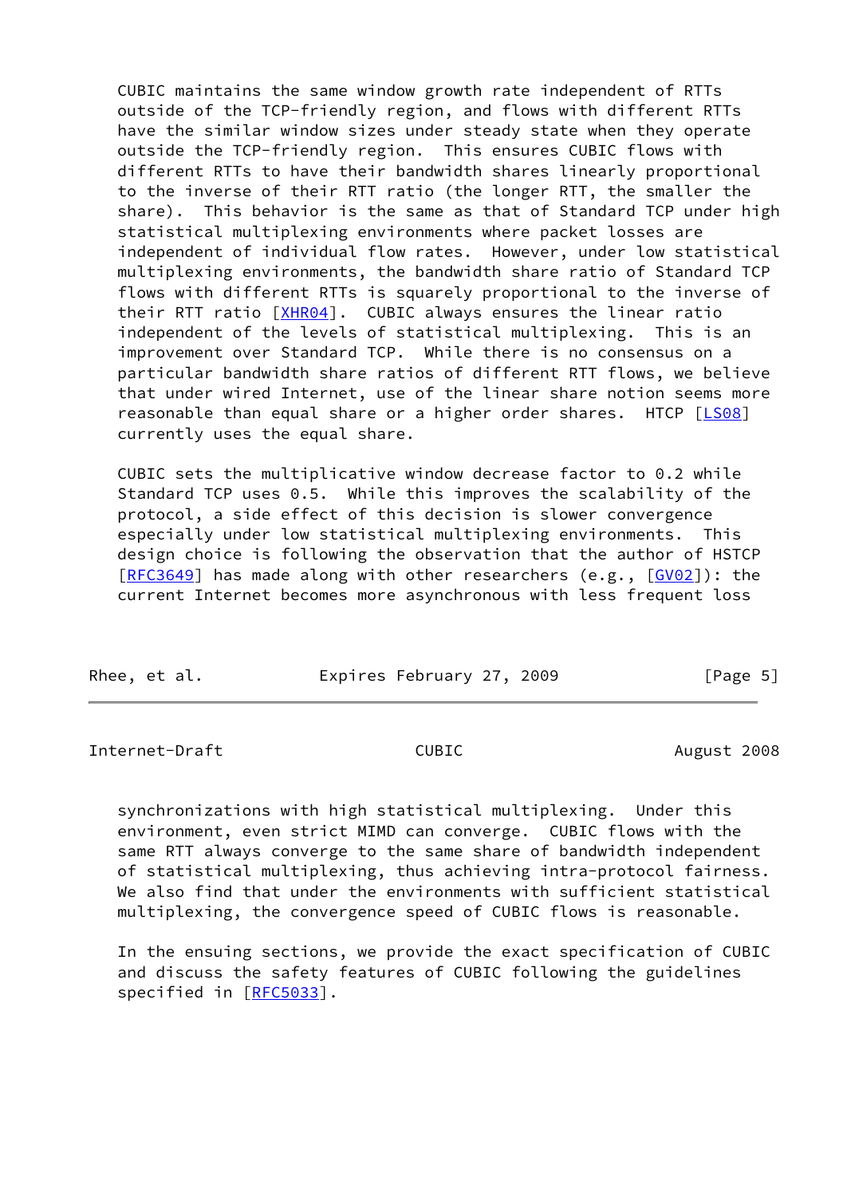CUBIC maintains the same window growth rate independent of RTTs outside of the TCP-friendly region, and flows with different RTTs have the similar window sizes under steady state when they operate outside the TCP-friendly region. This ensures CUBIC flows with different RTTs to have their bandwidth shares linearly proportional to the inverse of their RTT ratio (the longer RTT, the smaller the share). This behavior is the same as that of Standard TCP under high statistical multiplexing environments where packet losses are independent of individual flow rates. However, under low statistical multiplexing environments, the bandwidth share ratio of Standard TCP flows with different RTTs is squarely proportional to the inverse of their RTT ratio [XHR04]. CUBIC always ensures the linear ratio independent of the levels of statistical multiplexing. This is an improvement over Standard TCP. While there is no consensus on a particular bandwidth share ratios of different RTT flows, we believe that under wired Internet, use of the linear share notion seems more reasonable than equal share or a higher order shares. HTCP [LS08] currently uses the equal share.

CUBIC sets the multiplicative window decrease factor to 0.2 while Standard TCP uses 0.5. While this improves the scalability of the protocol, a side effect of this decision is slower convergence especially under low statistical multiplexing environments. This design choice is following the observation that the author of HSTCP [RFC3649] has made along with other researchers (e.g., [GV02]): the current Internet becomes more asynchronous with less frequent loss synchronizations with high statistical multiplexing. Under this environment, even strict MIMD can converge. CUBIC flows with the same RTT always converge to the same share of bandwidth independent of statistical multiplexing, thus achieving intra-protocol fairness. We also find that under the environments with sufficient statistical multiplexing, the convergence speed of CUBIC flows is reasonable.

In the ensuing sections, we provide the exact specification of CUBIC and discuss the safety features of CUBIC following the guidelines specified in [RFC5033].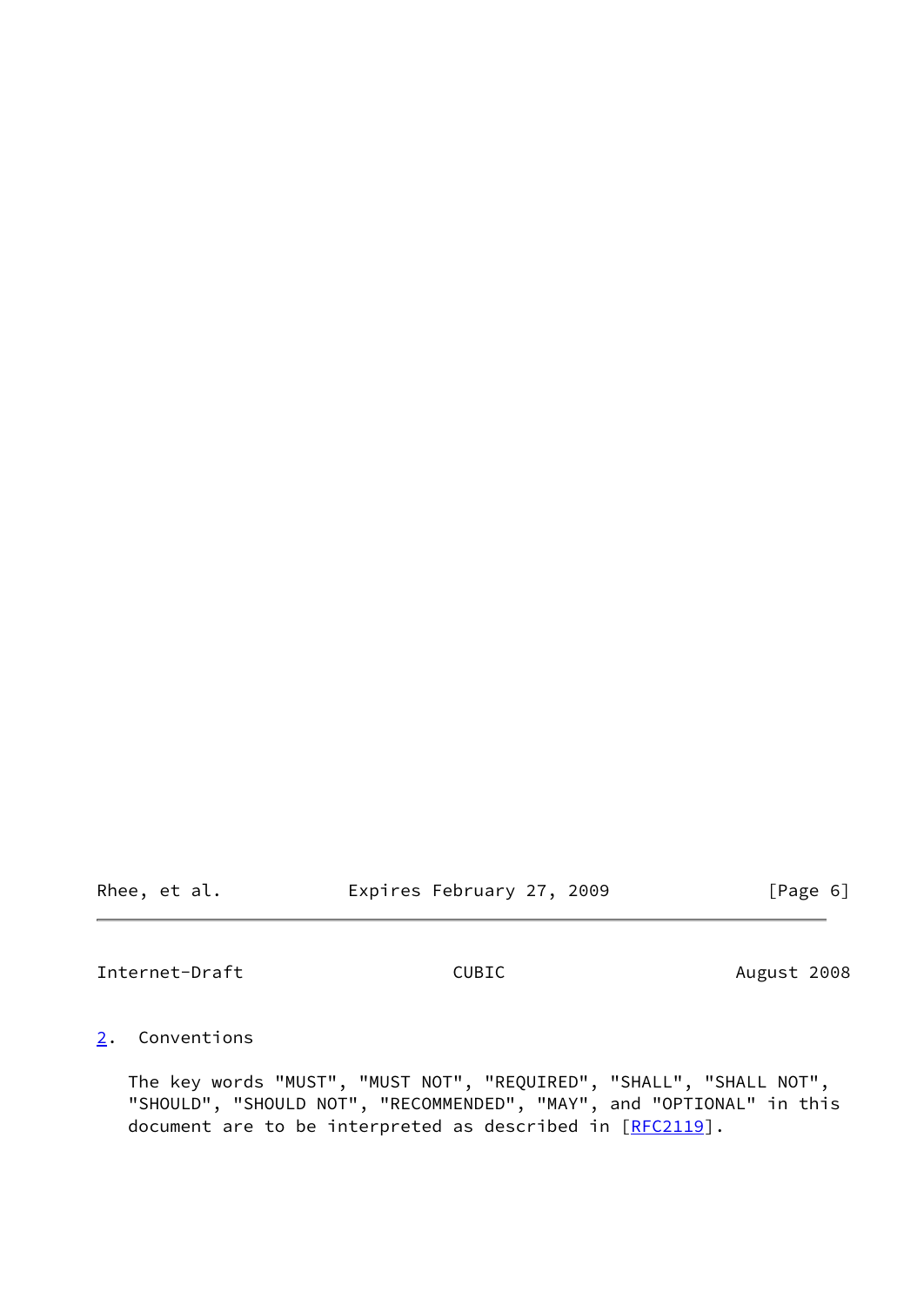## 2. Conventions

The key words "MUST", "MUST NOT", "REQUIRED", "SHALL", "SHALL NOT", "SHOULD", "SHOULD NOT", "RECOMMENDED", "MAY", and "OPTIONAL" in this document are to be interpreted as described in [RFC2119].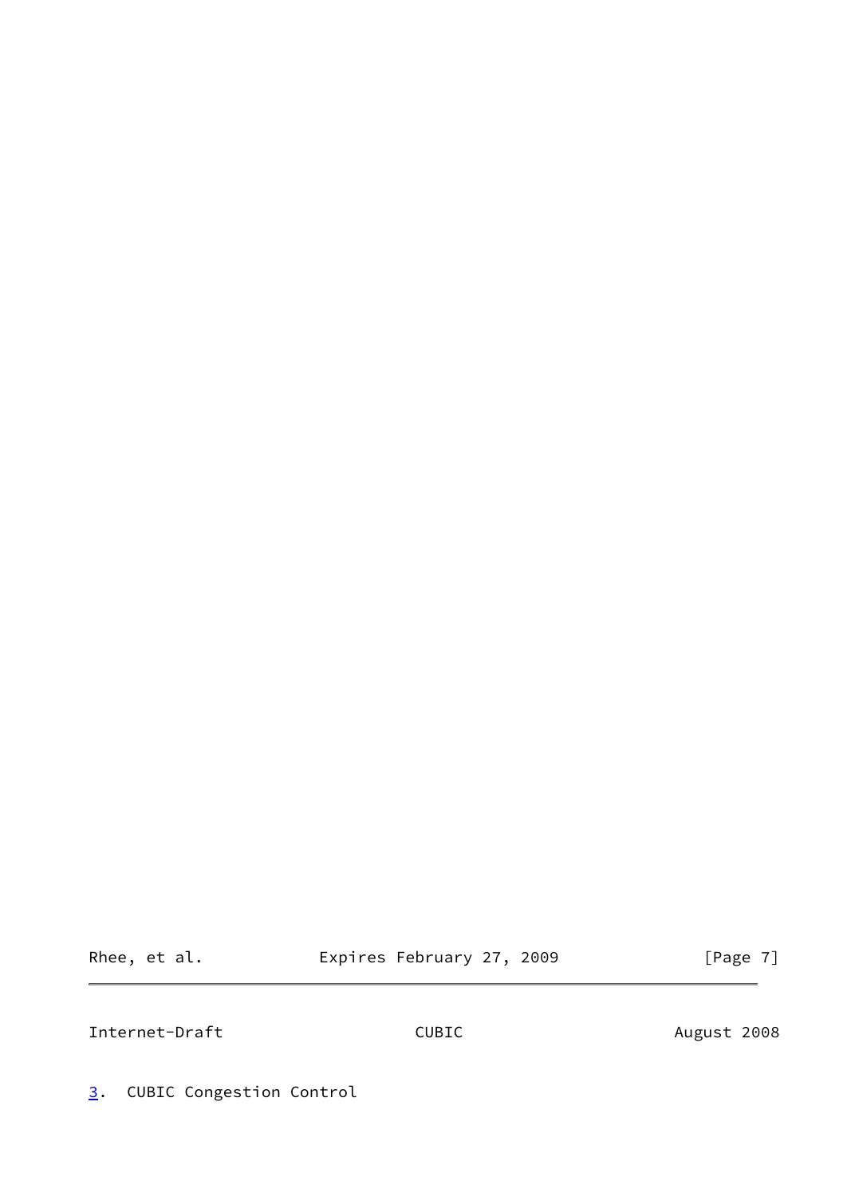## 3. CUBIC Congestion Control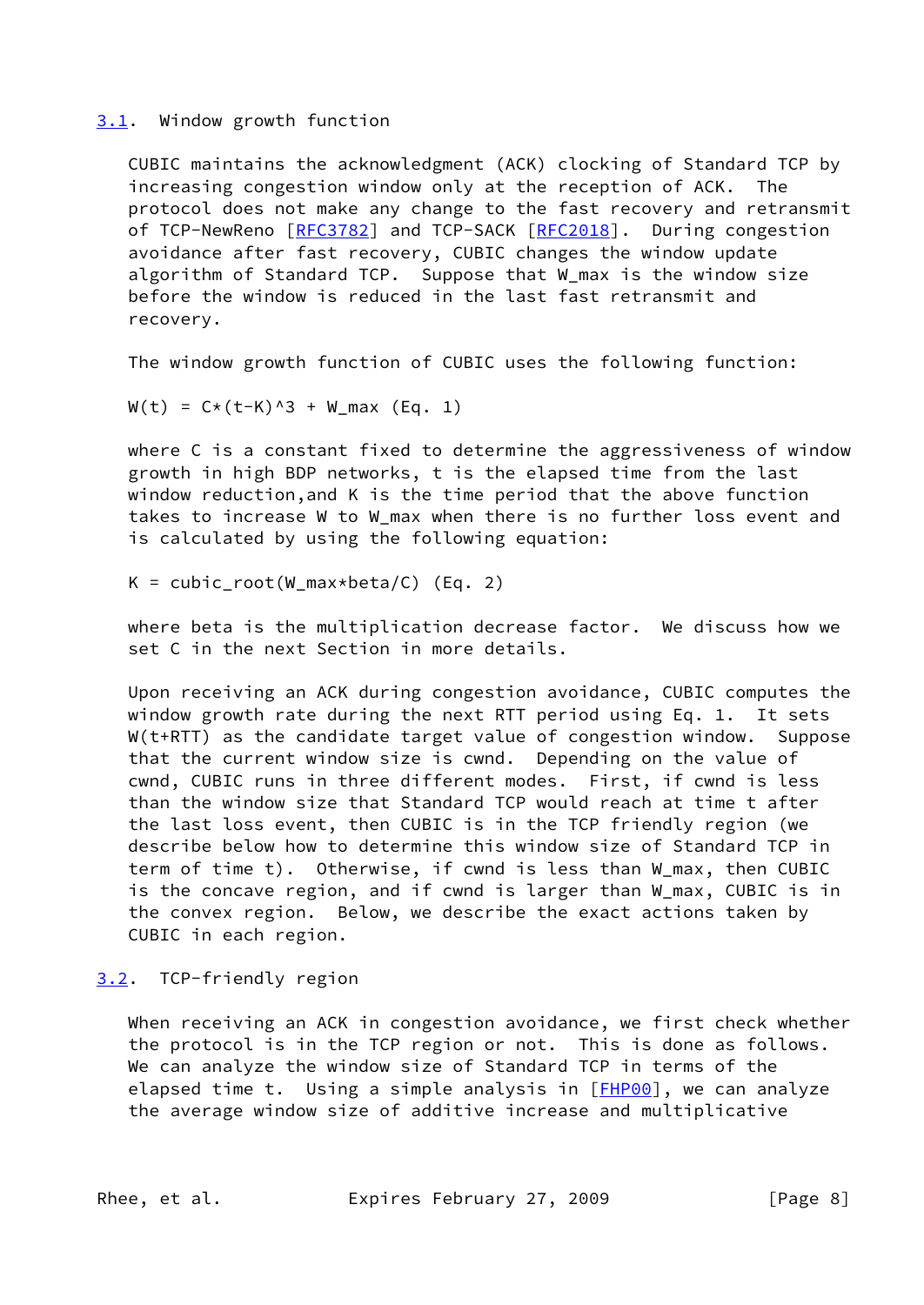## 3.1. Window growth function

CUBIC maintains the acknowledgment (ACK) clocking of Standard TCP by increasing congestion window only at the reception of ACK. The protocol does not make any change to the fast recovery and retransmit of TCP-NewReno [RFC3782] and TCP-SACK [RFC2018]. During congestion avoidance after fast recovery, CUBIC changes the window update algorithm of Standard TCP. Suppose that $W_{max}$ is the window size before the window is reduced in the last fast retransmit and recovery.

The window growth function of CUBIC uses the following function:

$$W(t) = C*(t-K)^3 + W_{max} \quad \text{(Eq. 1)}$$

where C is a constant fixed to determine the aggressiveness of window growth in high BDP networks, t is the elapsed time from the last window reduction,and K is the time period that the above function takes to increase W to $W_{max}$ when there is no further loss event and is calculated by using the following equation:

$$K = \text{cubic\_root}(W_{max}*beta/C) \quad \text{(Eq. 2)}$$

where beta is the multiplication decrease factor. We discuss how we set C in the next Section in more details.

Upon receiving an ACK during congestion avoidance, CUBIC computes the window growth rate during the next RTT period using Eq. 1. It sets $W(t+RTT)$ as the candidate target value of congestion window. Suppose that the current window size is cwnd. Depending on the value of cwnd, CUBIC runs in three different modes. First, if cwnd is less than the window size that Standard TCP would reach at time t after the last loss event, then CUBIC is in the TCP friendly region (we describe below how to determine this window size of Standard TCP in term of time t). Otherwise, if cwnd is less than $W_{max}$, then CUBIC is the concave region, and if cwnd is larger than $W_{max}$, CUBIC is in the convex region. Below, we describe the exact actions taken by CUBIC in each region.

## 3.2. TCP-friendly region

When receiving an ACK in congestion avoidance, we first check whether the protocol is in the TCP region or not. This is done as follows. We can analyze the window size of Standard TCP in terms of the elapsed time t. Using a simple analysis in [FHP00], we can analyze the average window size of additive increase and multiplicative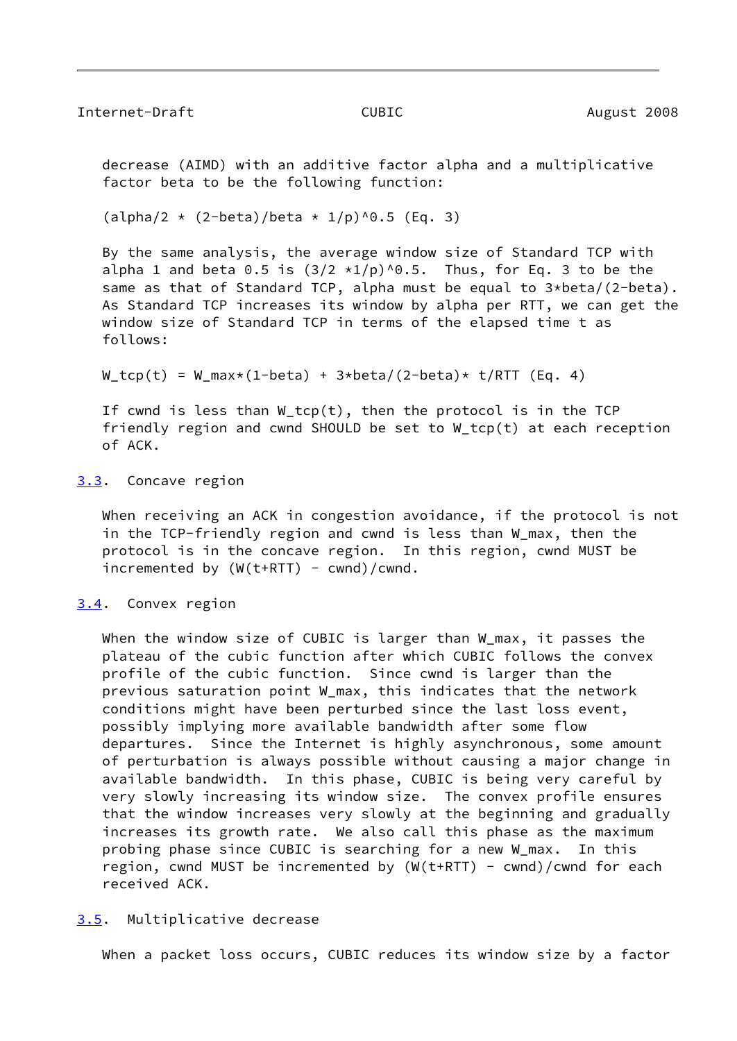decrease (AIMD) with an additive factor alpha and a multiplicative factor beta to be the following function:

$$(alpha/2 * (2-beta)/beta * 1/p)^{0.5} \quad \text{(Eq. 3)}$$

By the same analysis, the average window size of Standard TCP with alpha 1 and beta 0.5 is $(3/2 * 1/p)^{0.5}$. Thus, for Eq. 3 to be the same as that of Standard TCP, alpha must be equal to $3*beta/(2-beta)$. As Standard TCP increases its window by alpha per RTT, we can get the window size of Standard TCP in terms of the elapsed time t as follows:

$$W_{tcp}(t) = W_{max}*(1-beta) + 3*beta/(2-beta)* t/RTT \quad \text{(Eq. 4)}$$

If cwnd is less than $W_{tcp}(t)$, then the protocol is in the TCP friendly region and cwnd SHOULD be set to $W_{tcp}(t)$ at each reception of ACK.

## 3.3. Concave region

When receiving an ACK in congestion avoidance, if the protocol is not in the TCP-friendly region and cwnd is less than $W_{max}$, then the protocol is in the concave region. In this region, cwnd MUST be incremented by $(W(t+RTT) - cwnd)/cwnd$.

## 3.4. Convex region

When the window size of CUBIC is larger than $W_{max}$, it passes the plateau of the cubic function after which CUBIC follows the convex profile of the cubic function. Since cwnd is larger than the previous saturation point $W_{max}$, this indicates that the network conditions might have been perturbed since the last loss event, possibly implying more available bandwidth after some flow departures. Since the Internet is highly asynchronous, some amount of perturbation is always possible without causing a major change in available bandwidth. In this phase, CUBIC is being very careful by very slowly increasing its window size. The convex profile ensures that the window increases very slowly at the beginning and gradually increases its growth rate. We also call this phase as the maximum probing phase since CUBIC is searching for a new $W_{max}$. In this region, cwnd MUST be incremented by $(W(t+RTT) - cwnd)/cwnd$ for each received ACK.

## 3.5. Multiplicative decrease

When a packet loss occurs, CUBIC reduces its window size by a factor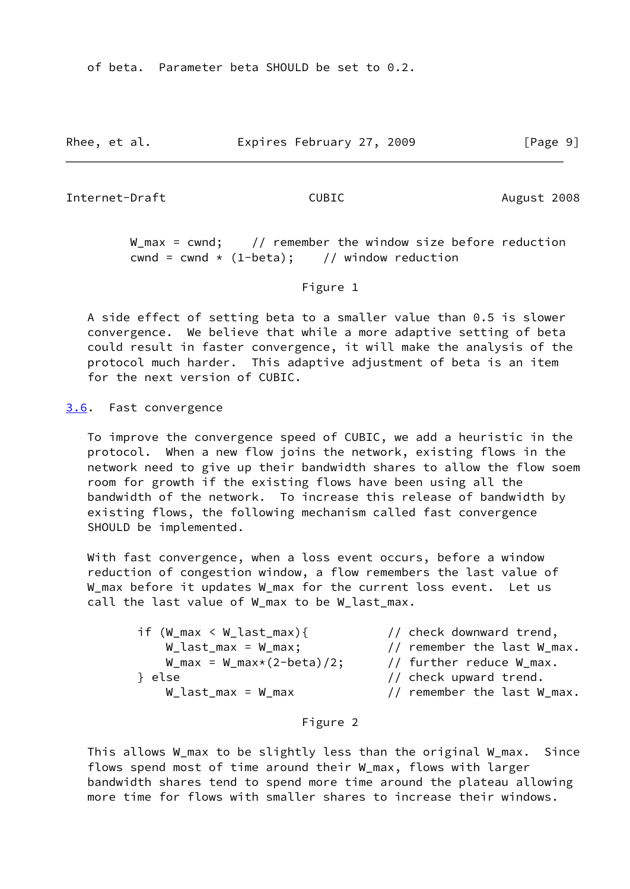of beta. Parameter beta SHOULD be set to 0.2.

```
W_max = cwnd;     // remember the window size before reduction
cwnd = cwnd * (1-beta);     // window reduction
```

Figure 1

A side effect of setting beta to a smaller value than 0.5 is slower convergence. We believe that while a more adaptive setting of beta could result in faster convergence, it will make the analysis of the protocol much harder. This adaptive adjustment of beta is an item for the next version of CUBIC.

### 3.6. Fast convergence

To improve the convergence speed of CUBIC, we add a heuristic in the protocol. When a new flow joins the network, existing flows in the network need to give up their bandwidth shares to allow the flow soem room for growth if the existing flows have been using all the bandwidth of the network. To increase this release of bandwidth by existing flows, the following mechanism called fast convergence SHOULD be implemented.

With fast convergence, when a loss event occurs, before a window reduction of congestion window, a flow remembers the last value of W_max before it updates W_max for the current loss event. Let us call the last value of W_max to be W_last_max.

```
if (W_max < W_last_max){           // check downward trend,
    W_last_max = W_max;            // remember the last W_max.
    W_max = W_max*(2-beta)/2;      // further reduce W_max.
} else                             // check upward trend.
    W_last_max = W_max             // remember the last W_max.
```

Figure 2

This allows W_max to be slightly less than the original W_max. Since flows spend most of time around their W_max, flows with larger bandwidth shares tend to spend more time around the plateau allowing more time for flows with smaller shares to increase their windows.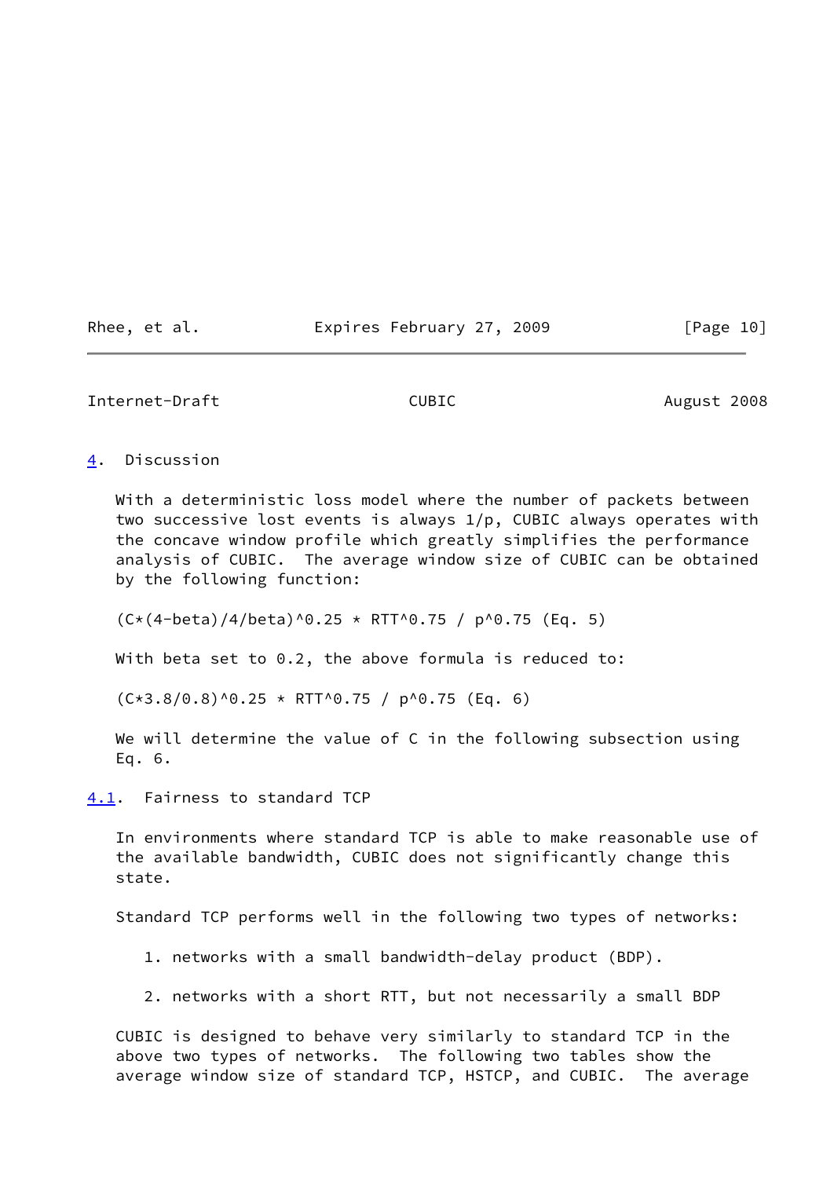## 4. Discussion

With a deterministic loss model where the number of packets between two successive lost events is always $1/p$, CUBIC always operates with the concave window profile which greatly simplifies the performance analysis of CUBIC. The average window size of CUBIC can be obtained by the following function:

$$(C*(4-beta)/4/beta)^{0.25} * RTT^{0.75} / p^{0.75} \quad \text{(Eq. 5)}$$

With beta set to 0.2, the above formula is reduced to:

$$(C*3.8/0.8)^{0.25} * RTT^{0.75} / p^{0.75} \quad \text{(Eq. 6)}$$

We will determine the value of C in the following subsection using Eq. 6.

### 4.1. Fairness to standard TCP

In environments where standard TCP is able to make reasonable use of the available bandwidth, CUBIC does not significantly change this state.

Standard TCP performs well in the following two types of networks:

1. networks with a small bandwidth-delay product (BDP).

2. networks with a short RTT, but not necessarily a small BDP

CUBIC is designed to behave very similarly to standard TCP in the above two types of networks. The following two tables show the average window size of standard TCP, HSTCP, and CUBIC. The average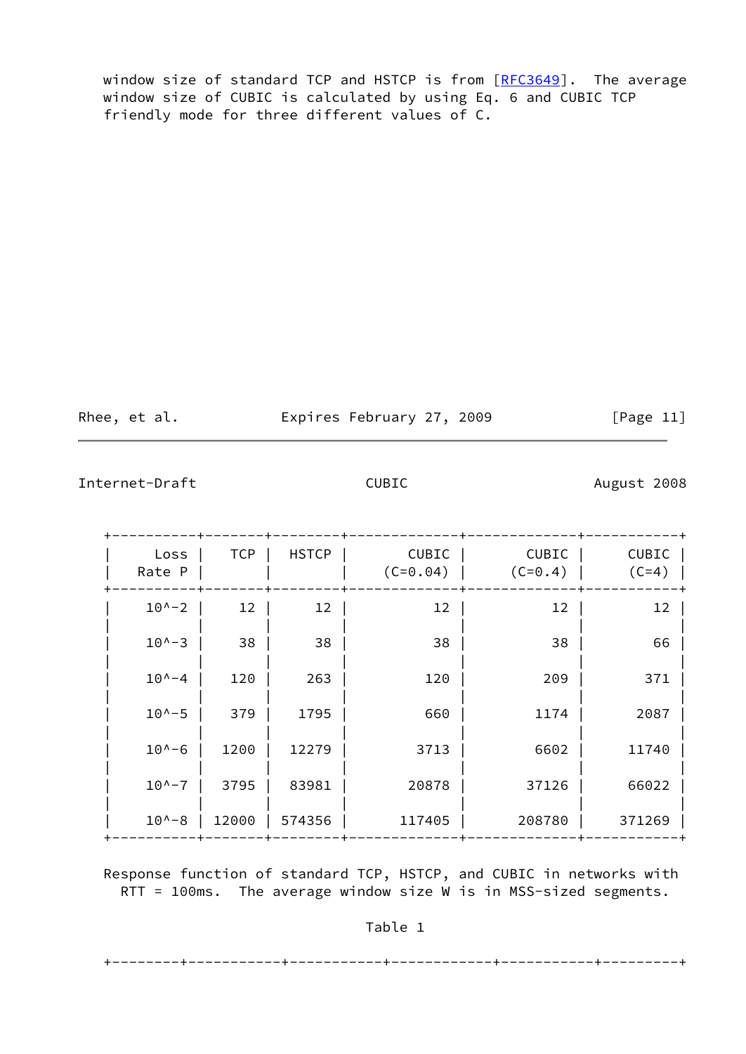window size of standard TCP and HSTCP is from [RFC3649]. The average window size of CUBIC is calculated by using Eq. 6 and CUBIC TCP friendly mode for three different values of C.

| Loss Rate P | TCP | HSTCP | CUBIC (C=0.04) | CUBIC (C=0.4) | CUBIC (C=4) |
|---|---|---|---|---|---|
| 10^-2 | 12 | 12 | 12 | 12 | 12 |
| 10^-3 | 38 | 38 | 38 | 38 | 66 |
| 10^-4 | 120 | 263 | 120 | 209 | 371 |
| 10^-5 | 379 | 1795 | 660 | 1174 | 2087 |
| 10^-6 | 1200 | 12279 | 3713 | 6602 | 11740 |
| 10^-7 | 3795 | 83981 | 20878 | 37126 | 66022 |
| 10^-8 | 12000 | 574356 | 117405 | 208780 | 371269 |

Response function of standard TCP, HSTCP, and CUBIC in networks with RTT = 100ms. The average window size W is in MSS-sized segments.

Table 1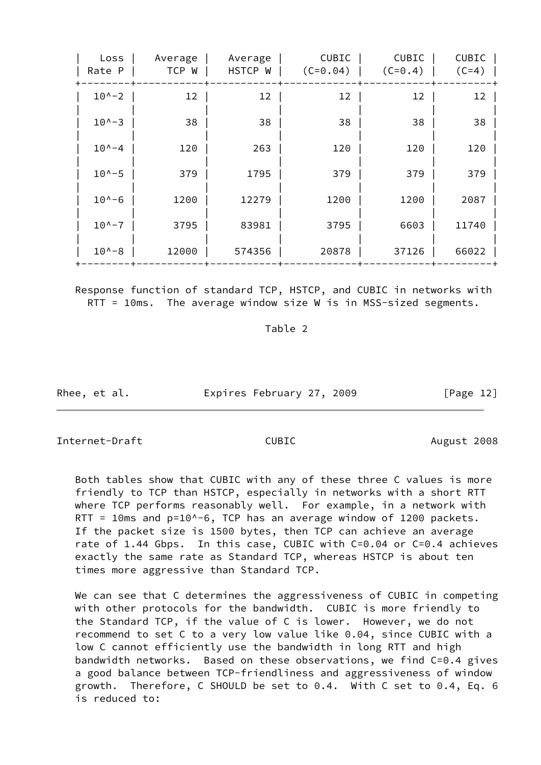| Loss Rate P | Average TCP W | Average HSTCP W | CUBIC (C=0.04) | CUBIC (C=0.4) | CUBIC (C=4) |
|---|---|---|---|---|---|
| $10^{-2}$ | 12 | 12 | 12 | 12 | 12 |
| $10^{-3}$ | 38 | 38 | 38 | 38 | 38 |
| $10^{-4}$ | 120 | 263 | 120 | 120 | 120 |
| $10^{-5}$ | 379 | 1795 | 379 | 379 | 379 |
| $10^{-6}$ | 1200 | 12279 | 1200 | 1200 | 2087 |
| $10^{-7}$ | 3795 | 83981 | 3795 | 6603 | 11740 |
| $10^{-8}$ | 12000 | 574356 | 20878 | 37126 | 66022 |

Response function of standard TCP, HSTCP, and CUBIC in networks with RTT = 10ms. The average window size W is in MSS-sized segments.

Table 2

Both tables show that CUBIC with any of these three C values is more friendly to TCP than HSTCP, especially in networks with a short RTT where TCP performs reasonably well. For example, in a network with RTT = 10ms and $p=10^{-6}$, TCP has an average window of 1200 packets. If the packet size is 1500 bytes, then TCP can achieve an average rate of 1.44 Gbps. In this case, CUBIC with C=0.04 or C=0.4 achieves exactly the same rate as Standard TCP, whereas HSTCP is about ten times more aggressive than Standard TCP.

We can see that C determines the aggressiveness of CUBIC in competing with other protocols for the bandwidth. CUBIC is more friendly to the Standard TCP, if the value of C is lower. However, we do not recommend to set C to a very low value like 0.04, since CUBIC with a low C cannot efficiently use the bandwidth in long RTT and high bandwidth networks. Based on these observations, we find C=0.4 gives a good balance between TCP-friendliness and aggressiveness of window growth. Therefore, C SHOULD be set to 0.4. With C set to 0.4, Eq. 6 is reduced to: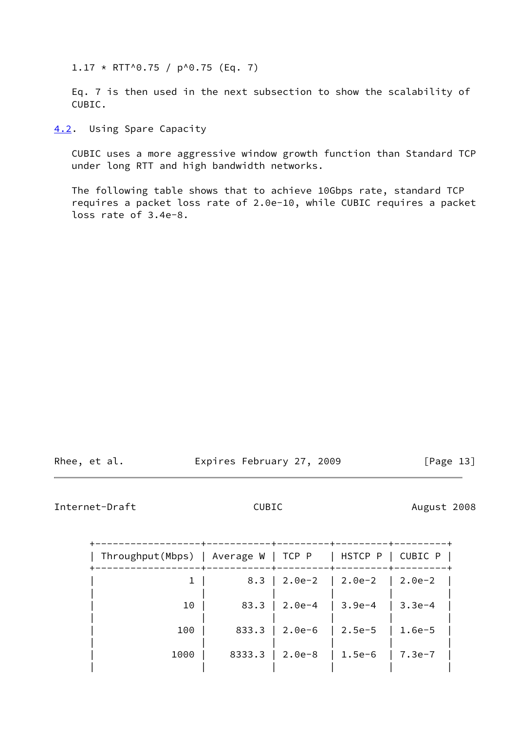$$1.17 * RTT^{0.75} / p^{0.75} \quad \text{(Eq. 7)}$$

Eq. 7 is then used in the next subsection to show the scalability of CUBIC.

## 4.2. Using Spare Capacity

CUBIC uses a more aggressive window growth function than Standard TCP under long RTT and high bandwidth networks.

The following table shows that to achieve 10Gbps rate, standard TCP requires a packet loss rate of 2.0e-10, while CUBIC requires a packet loss rate of 3.4e-8.

| Throughput(Mbps) | Average W | TCP P | HSTCP P | CUBIC P |
|---:|---:|---|---|---|
| 1 | 8.3 | 2.0e-2 | 2.0e-2 | 2.0e-2 |
| 10 | 83.3 | 2.0e-4 | 3.9e-4 | 3.3e-4 |
| 100 | 833.3 | 2.0e-6 | 2.5e-5 | 1.6e-5 |
| 1000 | 8333.3 | 2.0e-8 | 1.5e-6 | 7.3e-7 |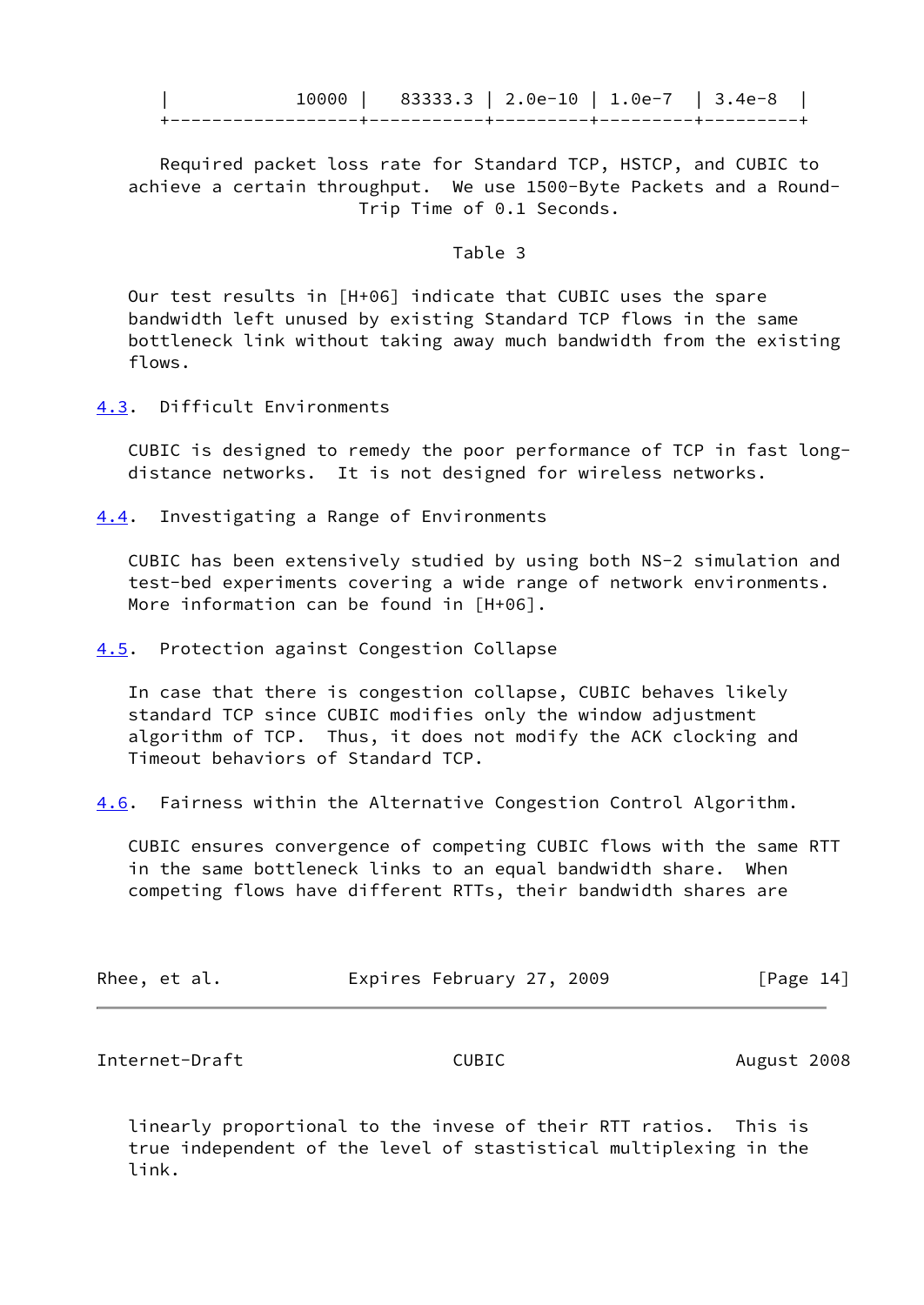| 10000 | 83333.3 | 2.0e-10 | 1.0e-7 | 3.4e-8 |
|---|---|---|---|---|

Required packet loss rate for Standard TCP, HSTCP, and CUBIC to achieve a certain throughput. We use 1500-Byte Packets and a Round-Trip Time of 0.1 Seconds.

Table 3

Our test results in [H+06] indicate that CUBIC uses the spare bandwidth left unused by existing Standard TCP flows in the same bottleneck link without taking away much bandwidth from the existing flows.

### 4.3. Difficult Environments

CUBIC is designed to remedy the poor performance of TCP in fast long-distance networks. It is not designed for wireless networks.

### 4.4. Investigating a Range of Environments

CUBIC has been extensively studied by using both NS-2 simulation and test-bed experiments covering a wide range of network environments. More information can be found in [H+06].

### 4.5. Protection against Congestion Collapse

In case that there is congestion collapse, CUBIC behaves likely standard TCP since CUBIC modifies only the window adjustment algorithm of TCP. Thus, it does not modify the ACK clocking and Timeout behaviors of Standard TCP.

### 4.6. Fairness within the Alternative Congestion Control Algorithm.

CUBIC ensures convergence of competing CUBIC flows with the same RTT in the same bottleneck links to an equal bandwidth share. When competing flows have different RTTs, their bandwidth shares are linearly proportional to the invese of their RTT ratios. This is true independent of the level of stastistical multiplexing in the link.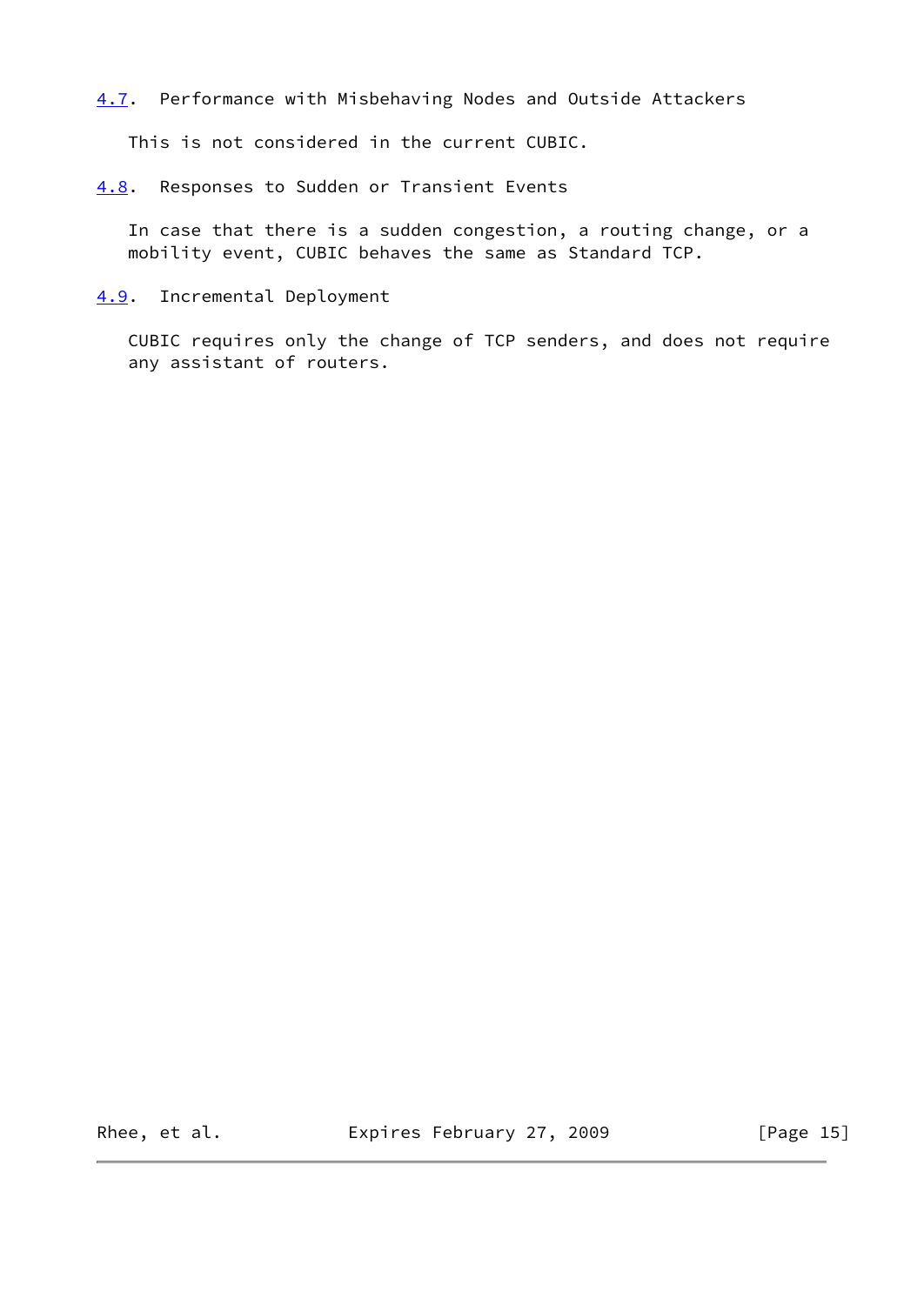### 4.7. Performance with Misbehaving Nodes and Outside Attackers

This is not considered in the current CUBIC.

### 4.8. Responses to Sudden or Transient Events

In case that there is a sudden congestion, a routing change, or a mobility event, CUBIC behaves the same as Standard TCP.

### 4.9. Incremental Deployment

CUBIC requires only the change of TCP senders, and does not require any assistant of routers.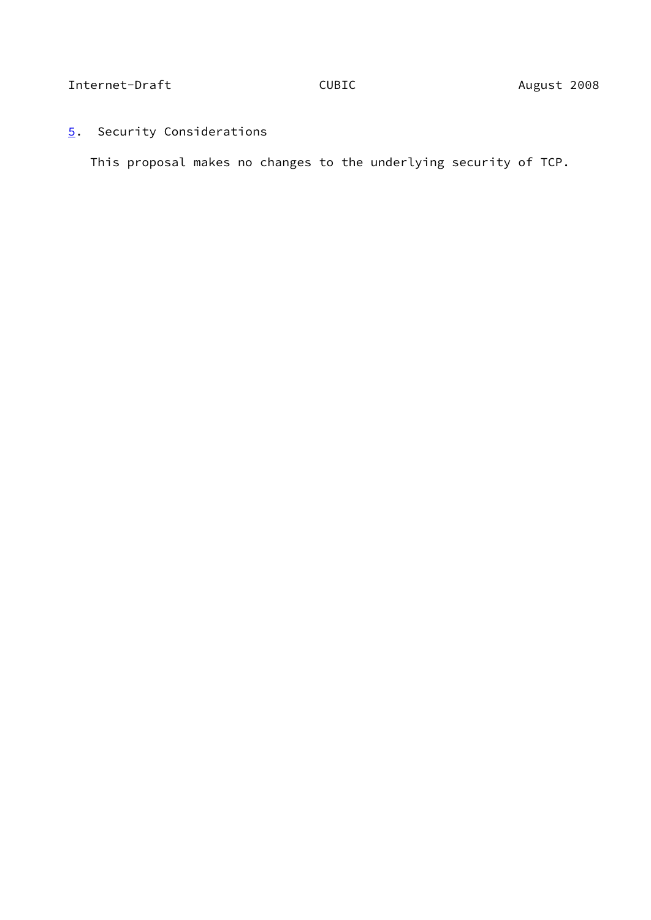## 5. Security Considerations

This proposal makes no changes to the underlying security of TCP.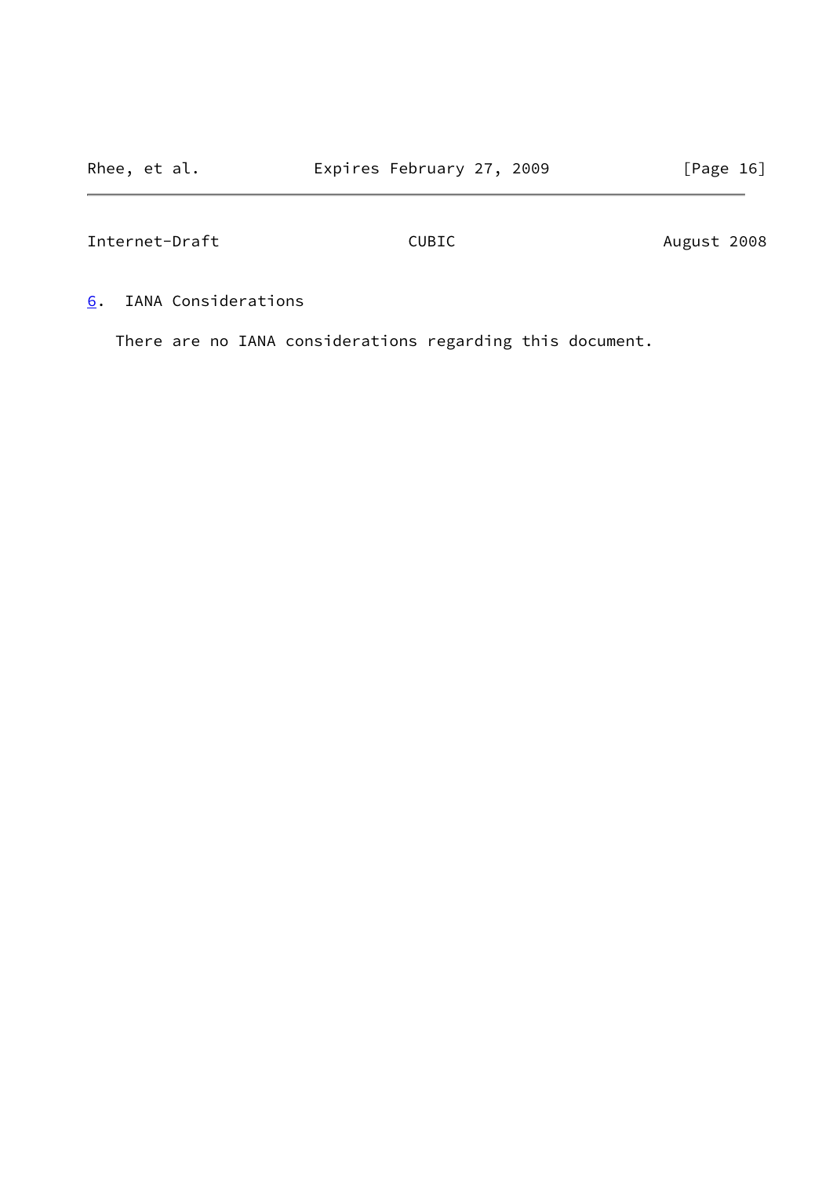## 6. IANA Considerations

There are no IANA considerations regarding this document.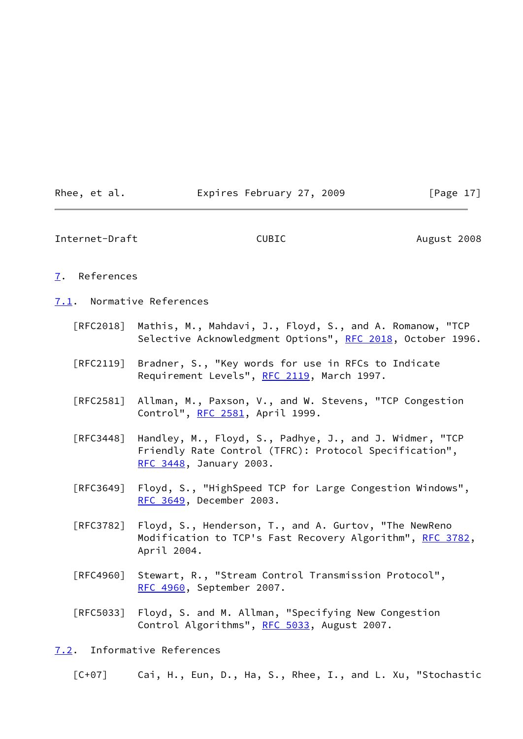# 7. References

## 7.1. Normative References

[RFC2018] Mathis, M., Mahdavi, J., Floyd, S., and A. Romanow, "TCP Selective Acknowledgment Options", RFC 2018, October 1996.

[RFC2119] Bradner, S., "Key words for use in RFCs to Indicate Requirement Levels", RFC 2119, March 1997.

[RFC2581] Allman, M., Paxson, V., and W. Stevens, "TCP Congestion Control", RFC 2581, April 1999.

[RFC3448] Handley, M., Floyd, S., Padhye, J., and J. Widmer, "TCP Friendly Rate Control (TFRC): Protocol Specification", RFC 3448, January 2003.

[RFC3649] Floyd, S., "HighSpeed TCP for Large Congestion Windows", RFC 3649, December 2003.

[RFC3782] Floyd, S., Henderson, T., and A. Gurtov, "The NewReno Modification to TCP's Fast Recovery Algorithm", RFC 3782, April 2004.

[RFC4960] Stewart, R., "Stream Control Transmission Protocol", RFC 4960, September 2007.

[RFC5033] Floyd, S. and M. Allman, "Specifying New Congestion Control Algorithms", RFC 5033, August 2007.

## 7.2. Informative References

[C+07] Cai, H., Eun, D., Ha, S., Rhee, I., and L. Xu, "Stochastic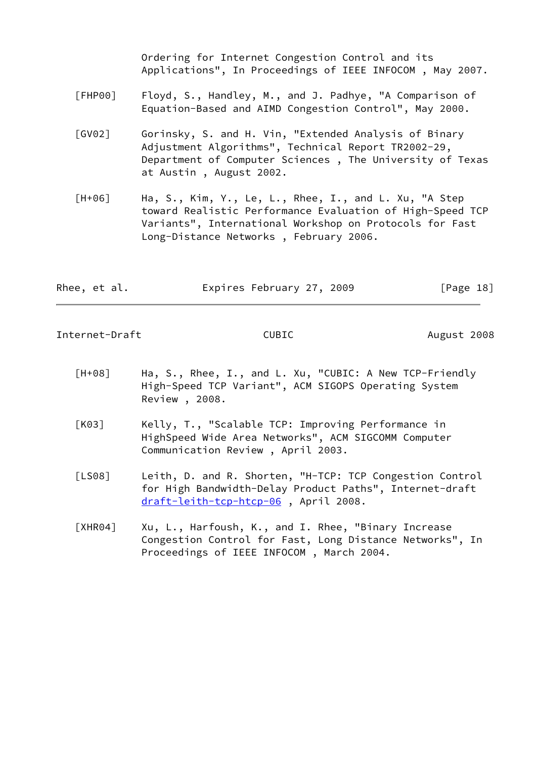Ordering for Internet Congestion Control and its Applications", In Proceedings of IEEE INFOCOM , May 2007.

[FHP00] Floyd, S., Handley, M., and J. Padhye, "A Comparison of Equation-Based and AIMD Congestion Control", May 2000.

[GV02] Gorinsky, S. and H. Vin, "Extended Analysis of Binary Adjustment Algorithms", Technical Report TR2002-29, Department of Computer Sciences , The University of Texas at Austin , August 2002.

[H+06] Ha, S., Kim, Y., Le, L., Rhee, I., and L. Xu, "A Step toward Realistic Performance Evaluation of High-Speed TCP Variants", International Workshop on Protocols for Fast Long-Distance Networks , February 2006.

[H+08] Ha, S., Rhee, I., and L. Xu, "CUBIC: A New TCP-Friendly High-Speed TCP Variant", ACM SIGOPS Operating System Review , 2008.

[K03] Kelly, T., "Scalable TCP: Improving Performance in HighSpeed Wide Area Networks", ACM SIGCOMM Computer Communication Review , April 2003.

[LS08] Leith, D. and R. Shorten, "H-TCP: TCP Congestion Control for High Bandwidth-Delay Product Paths", Internet-draft draft-leith-tcp-htcp-06 , April 2008.

[XHR04] Xu, L., Harfoush, K., and I. Rhee, "Binary Increase Congestion Control for Fast, Long Distance Networks", In Proceedings of IEEE INFOCOM , March 2004.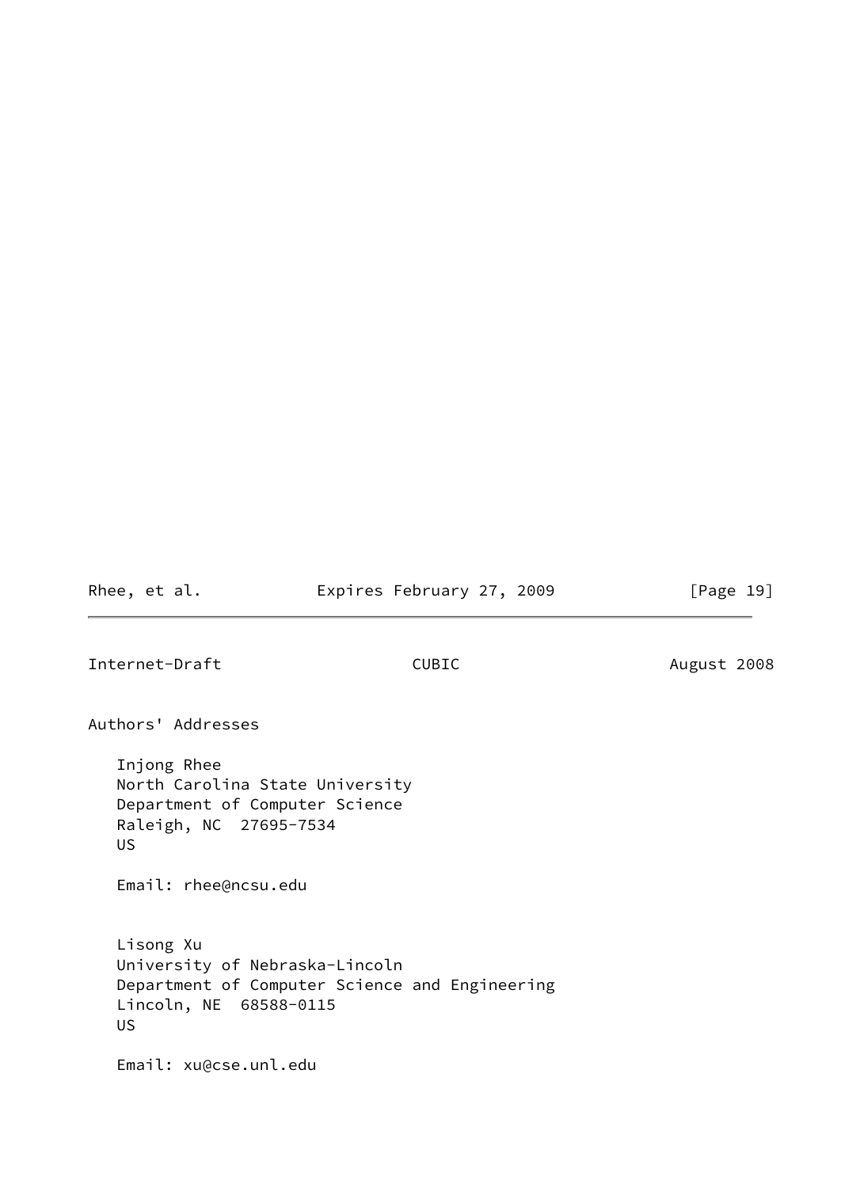## Authors' Addresses

Injong Rhee
North Carolina State University
Department of Computer Science
Raleigh, NC  27695-7534
US

Email: rhee@ncsu.edu

Lisong Xu
University of Nebraska-Lincoln
Department of Computer Science and Engineering
Lincoln, NE  68588-0115
US

Email: xu@cse.unl.edu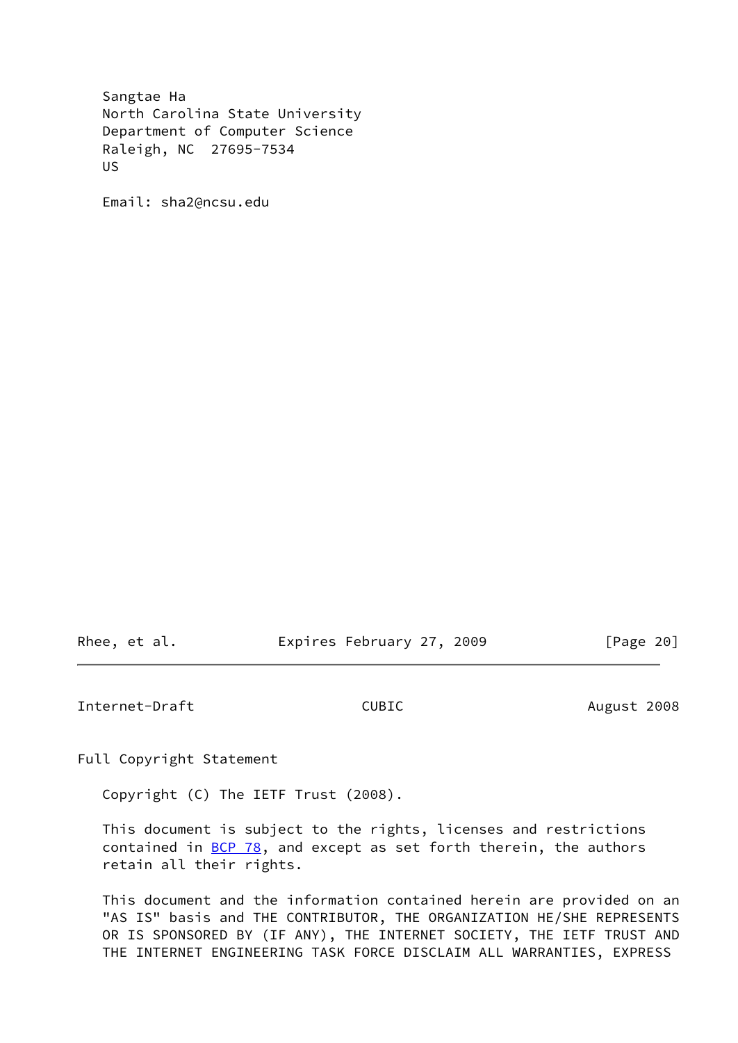Sangtae Ha
North Carolina State University
Department of Computer Science
Raleigh, NC  27695-7534
US

Email: sha2@ncsu.edu

## Full Copyright Statement

Copyright (C) The IETF Trust (2008).

This document is subject to the rights, licenses and restrictions contained in BCP 78, and except as set forth therein, the authors retain all their rights.

This document and the information contained herein are provided on an "AS IS" basis and THE CONTRIBUTOR, THE ORGANIZATION HE/SHE REPRESENTS OR IS SPONSORED BY (IF ANY), THE INTERNET SOCIETY, THE IETF TRUST AND THE INTERNET ENGINEERING TASK FORCE DISCLAIM ALL WARRANTIES, EXPRESS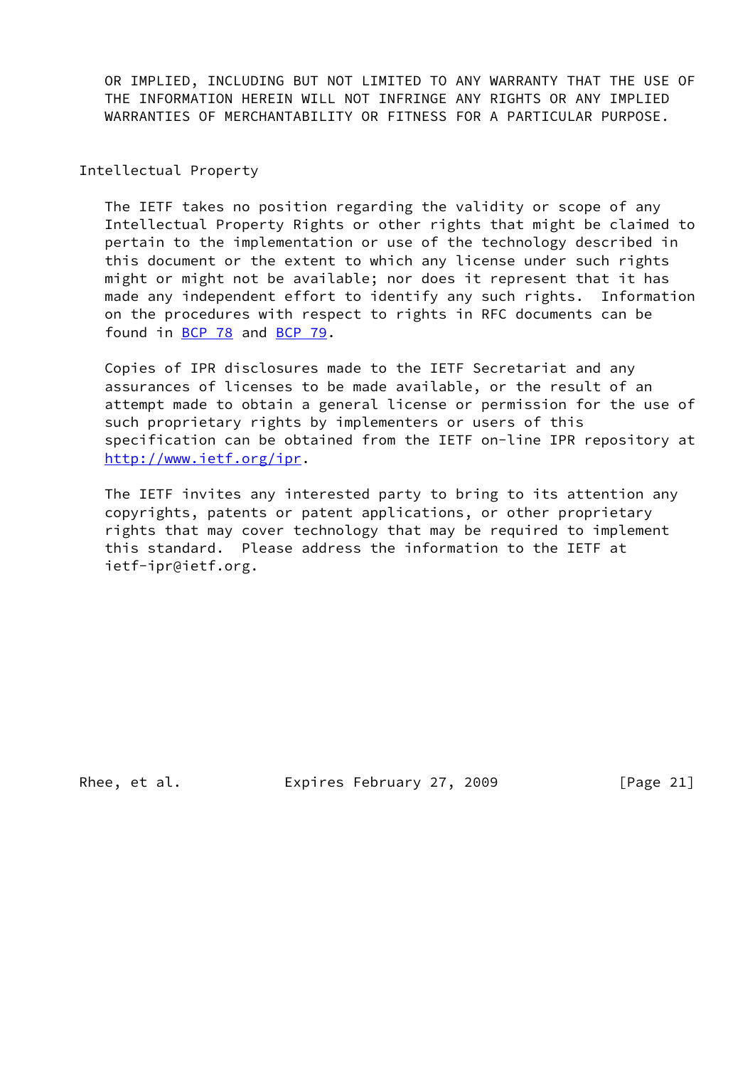OR IMPLIED, INCLUDING BUT NOT LIMITED TO ANY WARRANTY THAT THE USE OF THE INFORMATION HEREIN WILL NOT INFRINGE ANY RIGHTS OR ANY IMPLIED WARRANTIES OF MERCHANTABILITY OR FITNESS FOR A PARTICULAR PURPOSE.

## Intellectual Property

The IETF takes no position regarding the validity or scope of any Intellectual Property Rights or other rights that might be claimed to pertain to the implementation or use of the technology described in this document or the extent to which any license under such rights might or might not be available; nor does it represent that it has made any independent effort to identify any such rights. Information on the procedures with respect to rights in RFC documents can be found in BCP 78 and BCP 79.

Copies of IPR disclosures made to the IETF Secretariat and any assurances of licenses to be made available, or the result of an attempt made to obtain a general license or permission for the use of such proprietary rights by implementers or users of this specification can be obtained from the IETF on-line IPR repository at http://www.ietf.org/ipr.

The IETF invites any interested party to bring to its attention any copyrights, patents or patent applications, or other proprietary rights that may cover technology that may be required to implement this standard. Please address the information to the IETF at ietf-ipr@ietf.org.